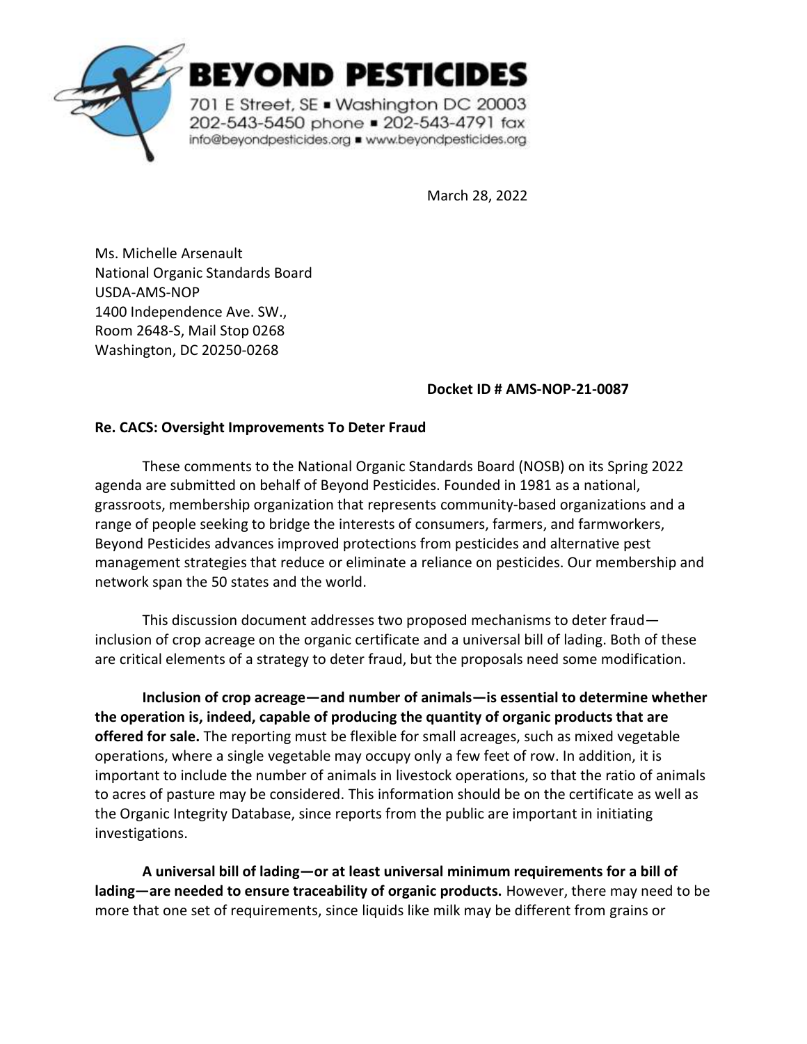**BEYOND PESTICIDES**

701 E Street, SE ▪ Washington DC 20003
202-543-5450 phone ▪ 202-543-4791 fax
info@beyondpesticides.org ▪ www.beyondpesticides.org

March 28, 2022

Ms. Michelle Arsenault
National Organic Standards Board
USDA-AMS-NOP
1400 Independence Ave. SW.,
Room 2648-S, Mail Stop 0268
Washington, DC 20250-0268

**Docket ID # AMS-NOP-21-0087**

**Re. CACS: Oversight Improvements To Deter Fraud**

These comments to the National Organic Standards Board (NOSB) on its Spring 2022 agenda are submitted on behalf of Beyond Pesticides. Founded in 1981 as a national, grassroots, membership organization that represents community-based organizations and a range of people seeking to bridge the interests of consumers, farmers, and farmworkers, Beyond Pesticides advances improved protections from pesticides and alternative pest management strategies that reduce or eliminate a reliance on pesticides. Our membership and network span the 50 states and the world.

This discussion document addresses two proposed mechanisms to deter fraud—inclusion of crop acreage on the organic certificate and a universal bill of lading. Both of these are critical elements of a strategy to deter fraud, but the proposals need some modification.

**Inclusion of crop acreage—and number of animals—is essential to determine whether the operation is, indeed, capable of producing the quantity of organic products that are offered for sale.** The reporting must be flexible for small acreages, such as mixed vegetable operations, where a single vegetable may occupy only a few feet of row. In addition, it is important to include the number of animals in livestock operations, so that the ratio of animals to acres of pasture may be considered. This information should be on the certificate as well as the Organic Integrity Database, since reports from the public are important in initiating investigations.

**A universal bill of lading—or at least universal minimum requirements for a bill of lading—are needed to ensure traceability of organic products.** However, there may need to be more that one set of requirements, since liquids like milk may be different from grains or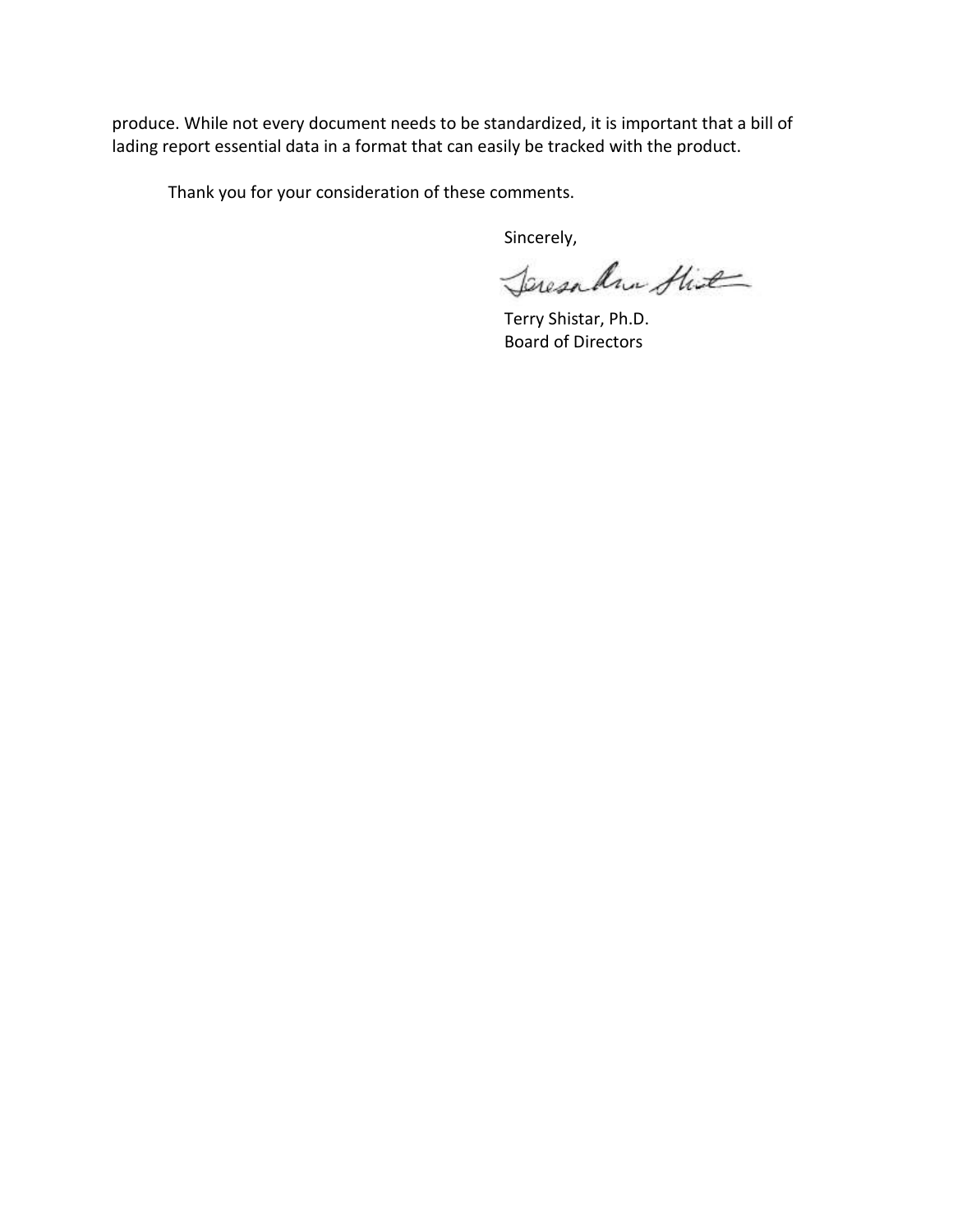produce. While not every document needs to be standardized, it is important that a bill of lading report essential data in a format that can easily be tracked with the product.

Thank you for your consideration of these comments.

Sincerely,

Terry Shistar, Ph.D.  
Board of Directors